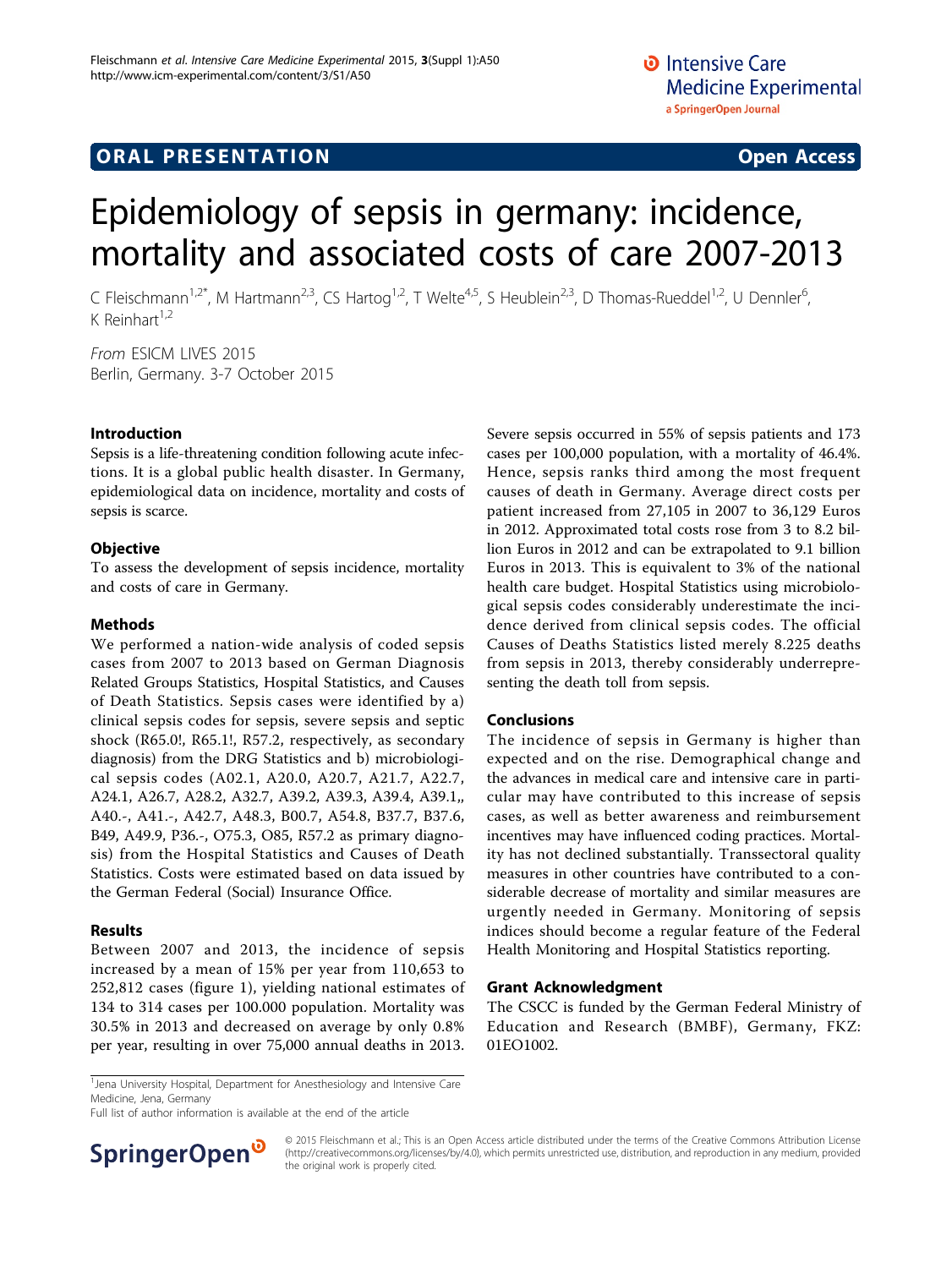ORAL PRESENTATION Open Access

# Epidemiology of sepsis in germany: incidence, mortality and associated costs of care 2007-2013

C Fleischmann[1,2*], M Hartmann[2,3], CS Hartog[1,2], T Welte[4,5], S Heublein[2,3], D Thomas-Rueddel[1,2], U Dennler[6], K Reinhart[1,2]

*From* ESICM LIVES 2015
Berlin, Germany. 3-7 October 2015

## Introduction

Sepsis is a life-threatening condition following acute infections. It is a global public health disaster. In Germany, epidemiological data on incidence, mortality and costs of sepsis is scarce.

## Objective

To assess the development of sepsis incidence, mortality and costs of care in Germany.

## Methods

We performed a nation-wide analysis of coded sepsis cases from 2007 to 2013 based on German Diagnosis Related Groups Statistics, Hospital Statistics, and Causes of Death Statistics. Sepsis cases were identified by a) clinical sepsis codes for sepsis, severe sepsis and septic shock (R65.0!, R65.1!, R57.2, respectively, as secondary diagnosis) from the DRG Statistics and b) microbiological sepsis codes (A02.1, A20.0, A20.7, A21.7, A22.7, A24.1, A26.7, A28.2, A32.7, A39.2, A39.3, A39.4, A39.1,, A40.-, A41.-, A42.7, A48.3, B00.7, A54.8, B37.7, B37.6, B49, A49.9, P36.-, O75.3, O85, R57.2 as primary diagnosis) from the Hospital Statistics and Causes of Death Statistics. Costs were estimated based on data issued by the German Federal (Social) Insurance Office.

## Results

Between 2007 and 2013, the incidence of sepsis increased by a mean of 15% per year from 110,653 to 252,812 cases (figure 1), yielding national estimates of 134 to 314 cases per 100.000 population. Mortality was 30.5% in 2013 and decreased on average by only 0.8% per year, resulting in over 75,000 annual deaths in 2013. Severe sepsis occurred in 55% of sepsis patients and 173 cases per 100,000 population, with a mortality of 46.4%. Hence, sepsis ranks third among the most frequent causes of death in Germany. Average direct costs per patient increased from 27,105 in 2007 to 36,129 Euros in 2012. Approximated total costs rose from 3 to 8.2 billion Euros in 2012 and can be extrapolated to 9.1 billion Euros in 2013. This is equivalent to 3% of the national health care budget. Hospital Statistics using microbiological sepsis codes considerably underestimate the incidence derived from clinical sepsis codes. The official Causes of Deaths Statistics listed merely 8.225 deaths from sepsis in 2013, thereby considerably underrepresenting the death toll from sepsis.

## Conclusions

The incidence of sepsis in Germany is higher than expected and on the rise. Demographical change and the advances in medical care and intensive care in particular may have contributed to this increase of sepsis cases, as well as better awareness and reimbursement incentives may have influenced coding practices. Mortality has not declined substantially. Transsectoral quality measures in other countries have contributed to a considerable decrease of mortality and similar measures are urgently needed in Germany. Monitoring of sepsis indices should become a regular feature of the Federal Health Monitoring and Hospital Statistics reporting.

## Grant Acknowledgment

The CSCC is funded by the German Federal Ministry of Education and Research (BMBF), Germany, FKZ: 01EO1002.

[1]Jena University Hospital, Department for Anesthesiology and Intensive Care Medicine, Jena, Germany
Full list of author information is available at the end of the article

© 2015 Fleischmann et al.; This is an Open Access article distributed under the terms of the Creative Commons Attribution License (http://creativecommons.org/licenses/by/4.0), which permits unrestricted use, distribution, and reproduction in any medium, provided the original work is properly cited.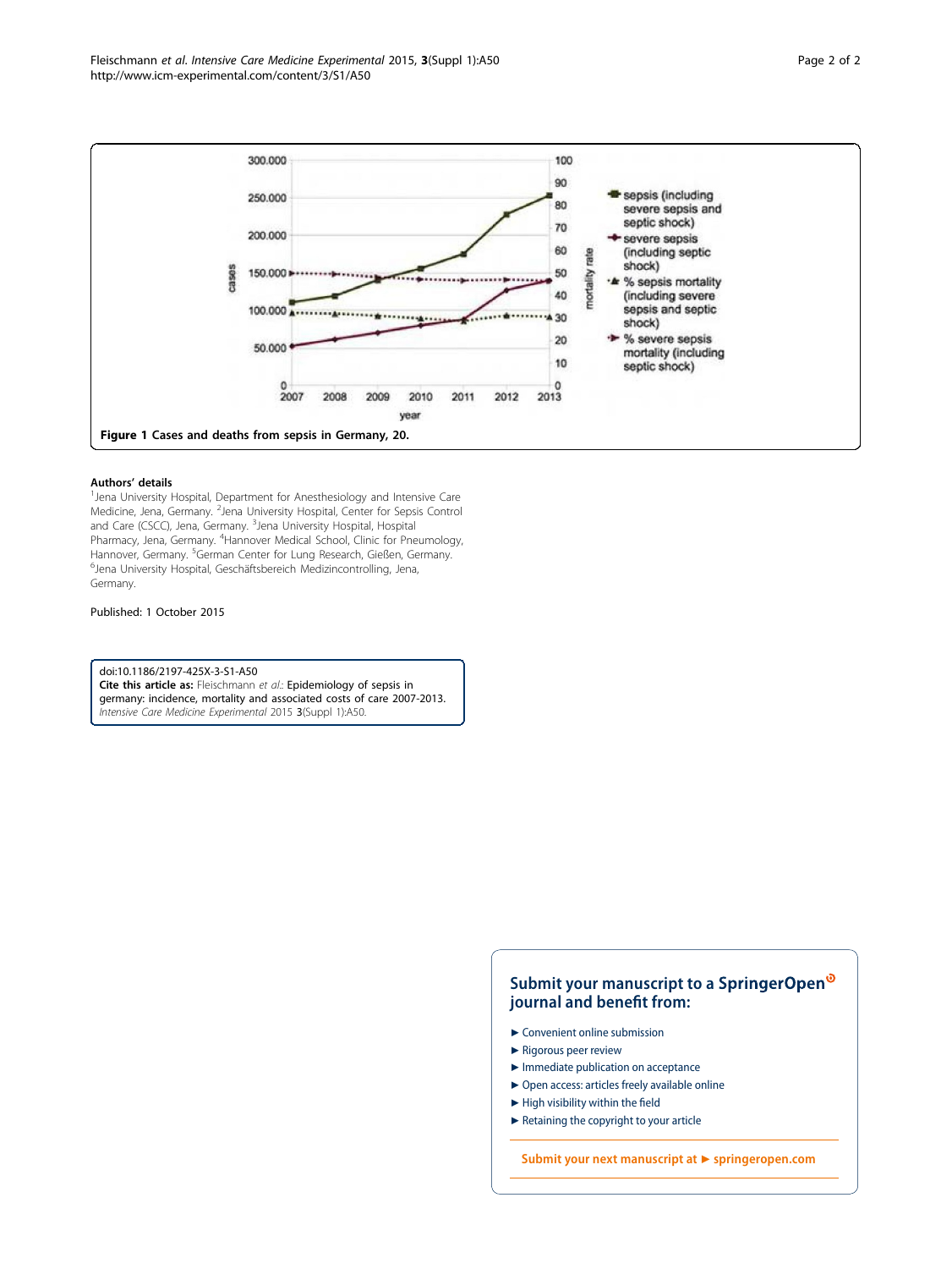300.000
250.000
200.000
150.000
100.000
50.000
0
cases

100
90
80
70
60
50
40
30
20
10
0
mortality rate

2007
2008
2009
2010
2011
2012
2013
year

sepsis (including severe sepsis and septic shock)
severe sepsis (including septic shock)
% sepsis mortality (including severe sepsis and septic shock)
% severe sepsis mortality (including septic shock)

**Figure 1 Cases and deaths from sepsis in Germany, 20.**

### Authors' details

[1]Jena University Hospital, Department for Anesthesiology and Intensive Care Medicine, Jena, Germany. [2]Jena University Hospital, Center for Sepsis Control and Care (CSCC), Jena, Germany. [3]Jena University Hospital, Hospital Pharmacy, Jena, Germany. [4]Hannover Medical School, Clinic for Pneumology, Hannover, Germany. [5]German Center for Lung Research, Gießen, Germany. [6]Jena University Hospital, Geschäftsbereich Medizincontrolling, Jena, Germany.

Published: 1 October 2015

doi:10.1186/2197-425X-3-S1-A50
**Cite this article as:** Fleischmann *et al.*: Epidemiology of sepsis in germany: incidence, mortality and associated costs of care 2007-2013. *Intensive Care Medicine Experimental* 2015 **3**(Suppl 1):A50.

**Submit your manuscript to a SpringerOpen journal and benefit from:**

- ► Convenient online submission
- ► Rigorous peer review
- ► Immediate publication on acceptance
- ► Open access: articles freely available online
- ► High visibility within the field
- ► Retaining the copyright to your article

**Submit your next manuscript at ► springeropen.com**